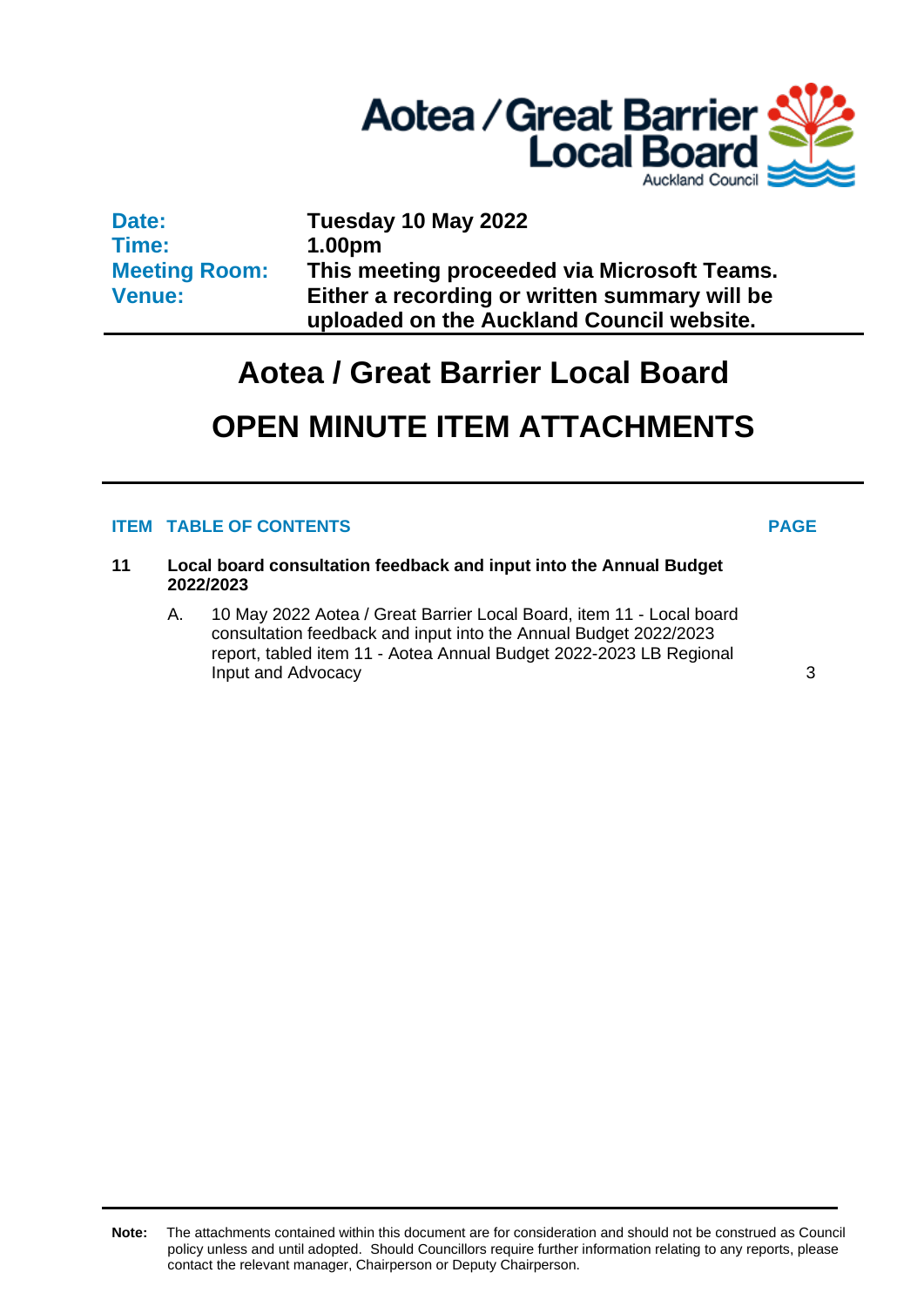Aotea / Great Barrier Local Board

Auckland Council

| | |
|---|---|
| **Date:** | **Tuesday 10 May 2022** |
| **Time:** | **1.00pm** |
| **Meeting Room:** | **This meeting proceeded via Microsoft Teams.** |
| **Venue:** | **Either a recording or written summary will be uploaded on the Auckland Council website.** |

# Aotea / Great Barrier Local Board

# OPEN MINUTE ITEM ATTACHMENTS

| ITEM | TABLE OF CONTENTS | PAGE |
|---|---|---|
| **11** | **Local board consultation feedback and input into the Annual Budget 2022/2023** | |
| | A. 10 May 2022 Aotea / Great Barrier Local Board, item 11 - Local board consultation feedback and input into the Annual Budget 2022/2023 report, tabled item 11 - Aotea Annual Budget 2022-2023 LB Regional Input and Advocacy | 3 |

**Note:** The attachments contained within this document are for consideration and should not be construed as Council policy unless and until adopted. Should Councillors require further information relating to any reports, please contact the relevant manager, Chairperson or Deputy Chairperson.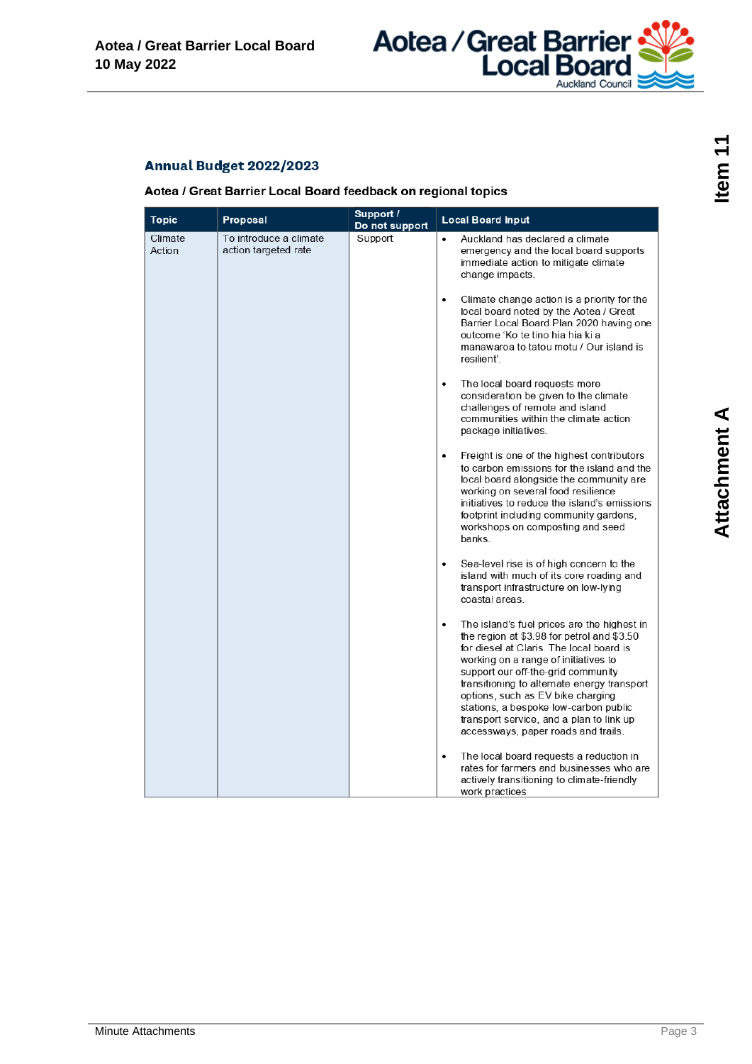## Annual Budget 2022/2023

**Aotea / Great Barrier Local Board feedback on regional topics**

| Topic | Proposal | Support / Do not support | Local Board Input |
|---|---|---|---|
| Climate Action | To introduce a climate action targeted rate | Support | • Auckland has declared a climate emergency and the local board supports immediate action to mitigate climate change impacts.<br><br>• Climate change action is a priority for the local board noted by the Aotea / Great Barrier Local Board Plan 2020 having one outcome 'Ko te tino hia hia ki a manawaroa to tatou motu / Our island is resilient'.<br><br>• The local board requests more consideration be given to the climate challenges of remote and island communities within the climate action package initiatives.<br><br>• Freight is one of the highest contributors to carbon emissions for the island and the local board alongside the community are working on several food resilience initiatives to reduce the island's emissions footprint including community gardens, workshops on composting and seed banks.<br><br>• Sea-level rise is of high concern to the island with much of its core roading and transport infrastructure on low-lying coastal areas.<br><br>• The island's fuel prices are the highest in the region at $3.98 for petrol and $3.50 for diesel at Claris. The local board is working on a range of initiatives to support our off-the-grid community transitioning to alternate energy transport options, such as EV bike charging stations, a bespoke low-carbon public transport service, and a plan to link up accessways, paper roads and trails.<br><br>• The local board requests a reduction in rates for farmers and businesses who are actively transitioning to climate-friendly work practices |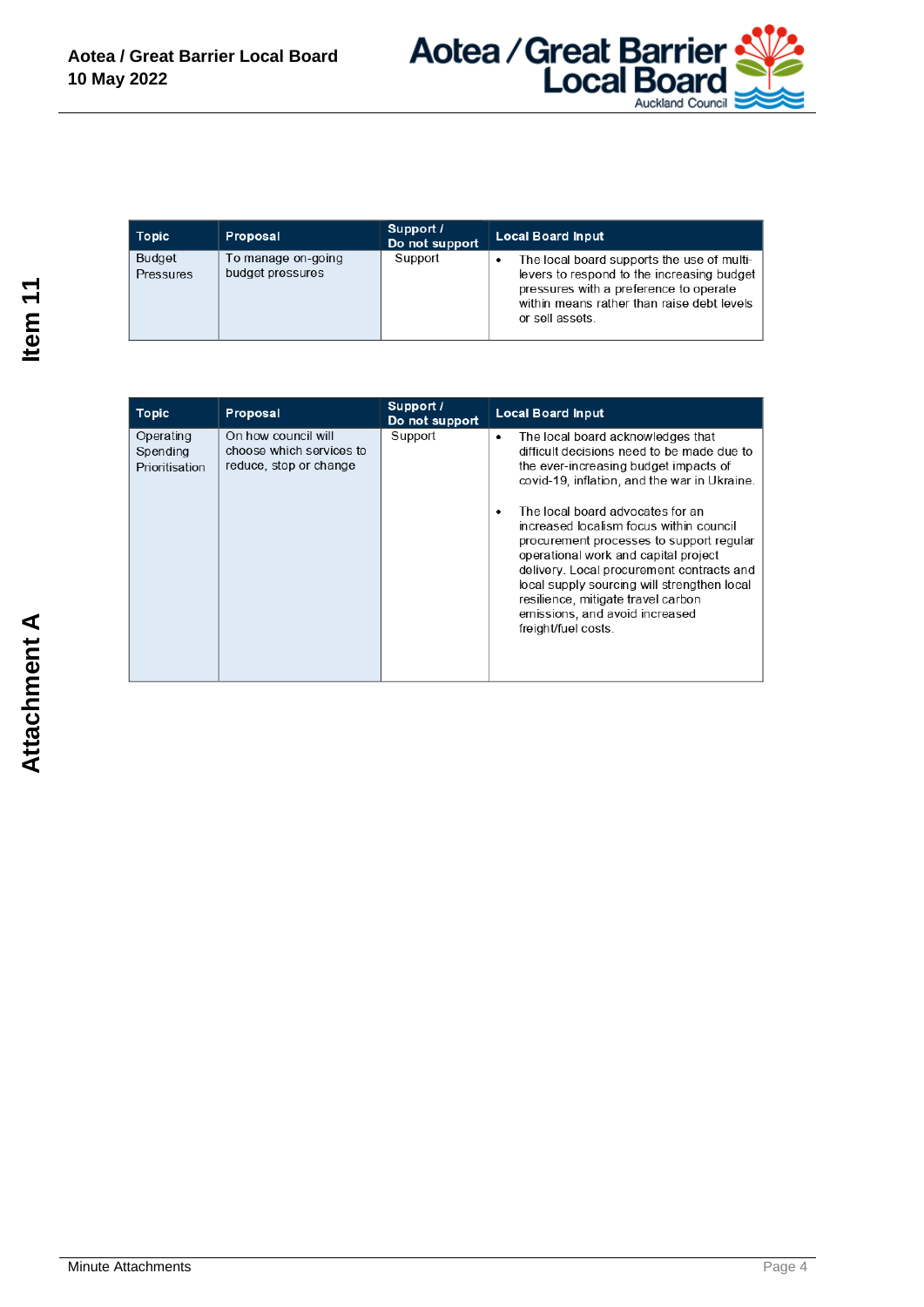| Topic | Proposal | Support / Do not support | Local Board Input |
| --- | --- | --- | --- |
| Budget Pressures | To manage on-going budget pressures | Support | • The local board supports the use of multi-levers to respond to the increasing budget pressures with a preference to operate within means rather than raise debt levels or sell assets. |

| Topic | Proposal | Support / Do not support | Local Board Input |
| --- | --- | --- | --- |
| Operating Spending Prioritisation | On how council will choose which services to reduce, stop or change | Support | • The local board acknowledges that difficult decisions need to be made due to the ever-increasing budget impacts of covid-19, inflation, and the war in Ukraine.<br><br>• The local board advocates for an increased localism focus within council procurement processes to support regular operational work and capital project delivery. Local procurement contracts and local supply sourcing will strengthen local resilience, mitigate travel carbon emissions, and avoid increased freight/fuel costs. |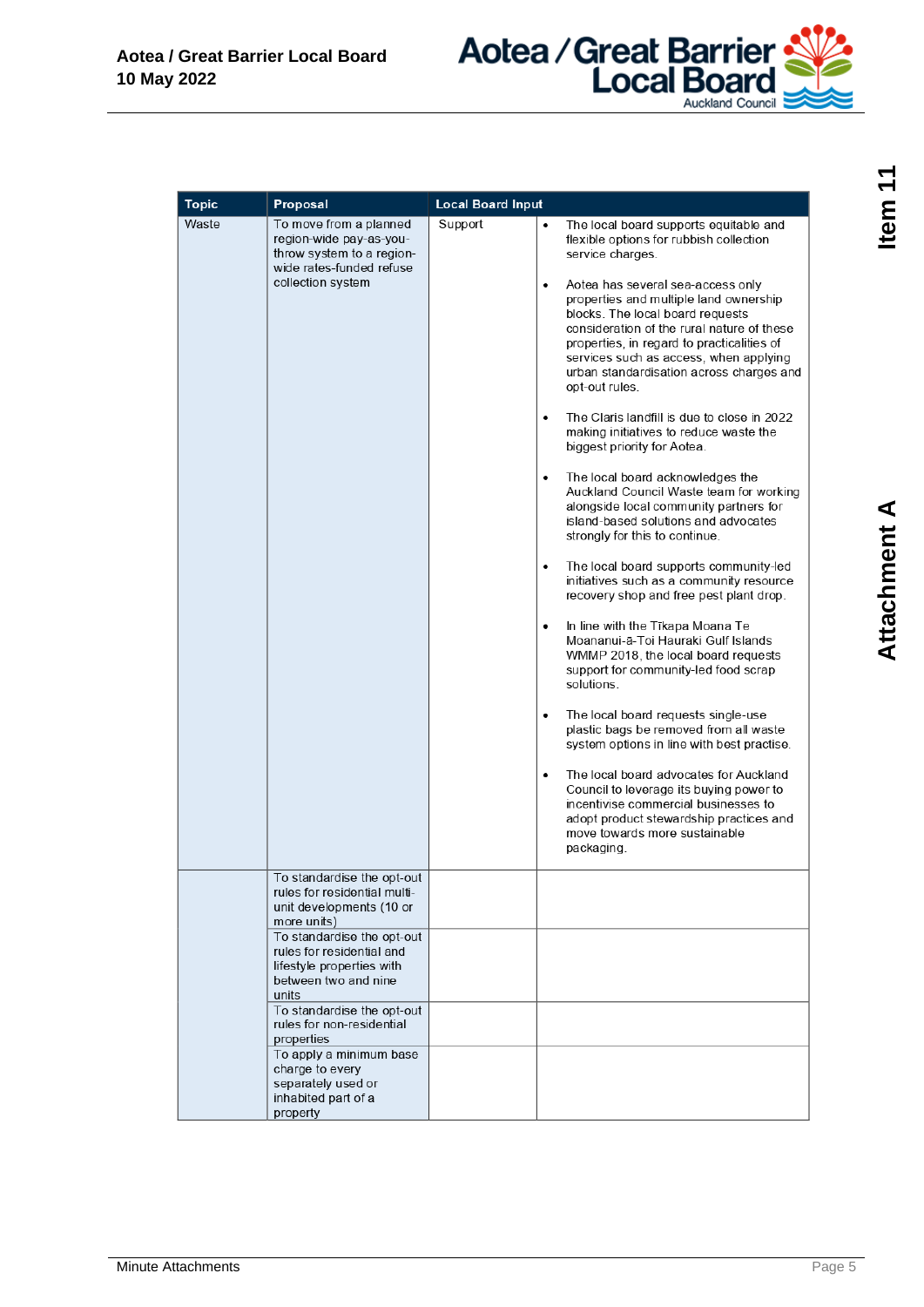| Topic | Proposal | Local Board Input | |
|---|---|---|---|
| Waste | To move from a planned region-wide pay-as-you-throw system to a region-wide rates-funded refuse collection system | Support | • The local board supports equitable and flexible options for rubbish collection service charges.<br><br>• Aotea has several sea-access only properties and multiple land ownership blocks. The local board requests consideration of the rural nature of these properties, in regard to practicalities of services such as access, when applying urban standardisation across charges and opt-out rules.<br><br>• The Claris landfill is due to close in 2022 making initiatives to reduce waste the biggest priority for Aotea.<br><br>• The local board acknowledges the Auckland Council Waste team for working alongside local community partners for island-based solutions and advocates strongly for this to continue.<br><br>• The local board supports community-led initiatives such as a community resource recovery shop and free pest plant drop.<br><br>• In line with the Tīkapa Moana Te Moananui-ā-Toi Hauraki Gulf Islands WMMP 2018, the local board requests support for community-led food scrap solutions.<br><br>• The local board requests single-use plastic bags be removed from all waste system options in line with best practise.<br><br>• The local board advocates for Auckland Council to leverage its buying power to incentivise commercial businesses to adopt product stewardship practices and move towards more sustainable packaging. |
| | To standardise the opt-out rules for residential multi-unit developments (10 or more units) | | |
| | To standardise the opt-out rules for residential and lifestyle properties with between two and nine units | | |
| | To standardise the opt-out rules for non-residential properties | | |
| | To apply a minimum base charge to every separately used or inhabited part of a property | | |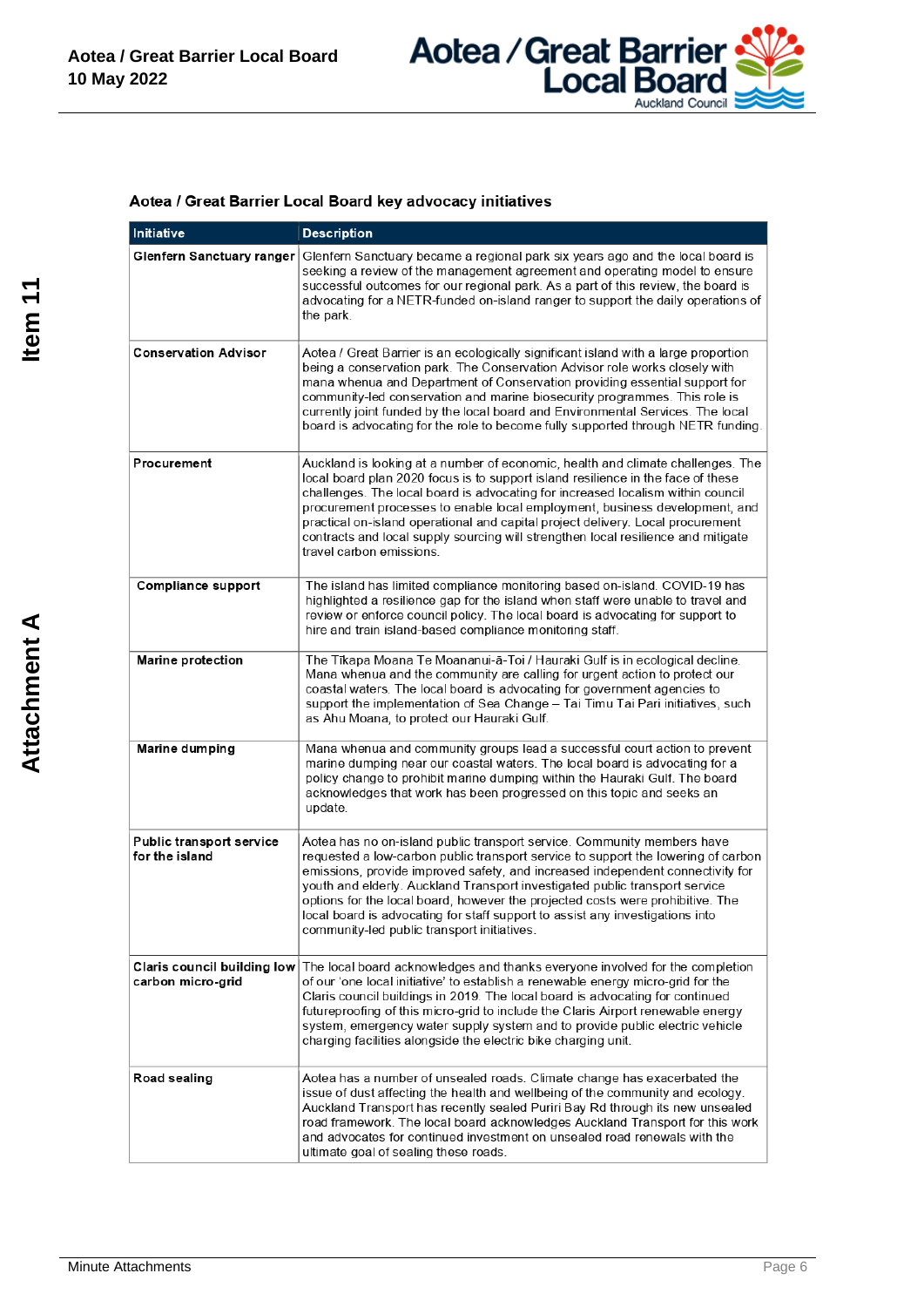### Aotea / Great Barrier Local Board key advocacy initiatives

| Initiative | Description |
|---|---|
| **Glenfern Sanctuary ranger** | Glenfern Sanctuary became a regional park six years ago and the local board is seeking a review of the management agreement and operating model to ensure successful outcomes for our regional park. As a part of this review, the board is advocating for a NETR-funded on-island ranger to support the daily operations of the park. |
| **Conservation Advisor** | Aotea / Great Barrier is an ecologically significant island with a large proportion being a conservation park. The Conservation Advisor role works closely with mana whenua and Department of Conservation providing essential support for community-led conservation and marine biosecurity programmes. This role is currently joint funded by the local board and Environmental Services. The local board is advocating for the role to become fully supported through NETR funding. |
| **Procurement** | Auckland is looking at a number of economic, health and climate challenges. The local board plan 2020 focus is to support island resilience in the face of these challenges. The local board is advocating for increased localism within council procurement processes to enable local employment, business development, and practical on-island operational and capital project delivery. Local procurement contracts and local supply sourcing will strengthen local resilience and mitigate travel carbon emissions. |
| **Compliance support** | The island has limited compliance monitoring based on-island. COVID-19 has highlighted a resilience gap for the island when staff were unable to travel and review or enforce council policy. The local board is advocating for support to hire and train island-based compliance monitoring staff. |
| **Marine protection** | The Tīkapa Moana Te Moananui-ā-Toi / Hauraki Gulf is in ecological decline. Mana whenua and the community are calling for urgent action to protect our coastal waters. The local board is advocating for government agencies to support the implementation of Sea Change – Tai Timu Tai Pari initiatives, such as Ahu Moana, to protect our Hauraki Gulf. |
| **Marine dumping** | Mana whenua and community groups lead a successful court action to prevent marine dumping near our coastal waters. The local board is advocating for a policy change to prohibit marine dumping within the Hauraki Gulf. The board acknowledges that work has been progressed on this topic and seeks an update. |
| **Public transport service for the island** | Aotea has no on-island public transport service. Community members have requested a low-carbon public transport service to support the lowering of carbon emissions, provide improved safety, and increased independent connectivity for youth and elderly. Auckland Transport investigated public transport service options for the local board, however the projected costs were prohibitive. The local board is advocating for staff support to assist any investigations into community-led public transport initiatives. |
| **Claris council building low carbon micro-grid** | The local board acknowledges and thanks everyone involved for the completion of our 'one local initiative' to establish a renewable energy micro-grid for the Claris council buildings in 2019. The local board is advocating for continued futureproofing of this micro-grid to include the Claris Airport renewable energy system, emergency water supply system and to provide public electric vehicle charging facilities alongside the electric bike charging unit. |
| **Road sealing** | Aotea has a number of unsealed roads. Climate change has exacerbated the issue of dust affecting the health and wellbeing of the community and ecology. Auckland Transport has recently sealed Puriri Bay Rd through its new unsealed road framework. The local board acknowledges Auckland Transport for this work and advocates for continued investment on unsealed road renewals with the ultimate goal of sealing these roads. |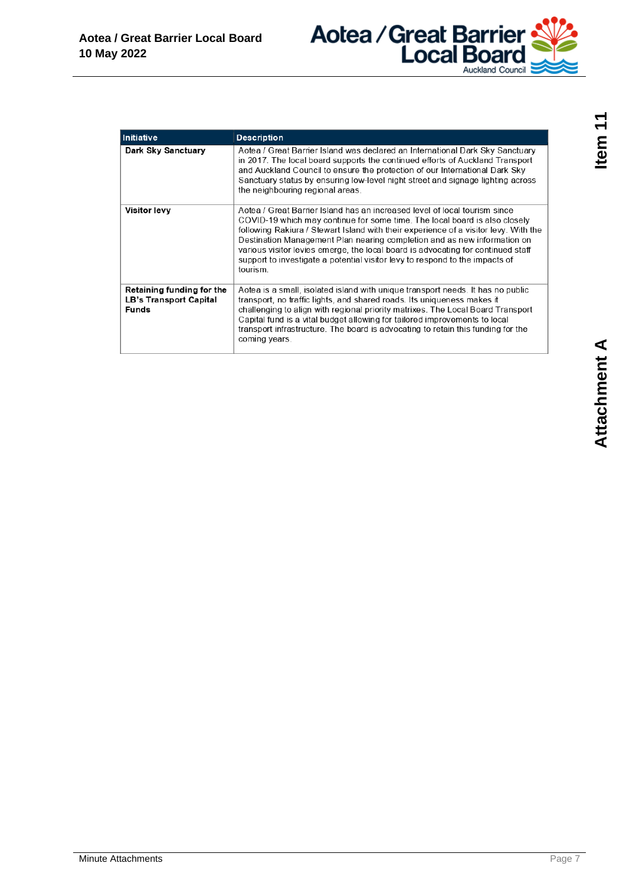| Initiative | Description |
|---|---|
| **Dark Sky Sanctuary** | Aotea / Great Barrier Island was declared an International Dark Sky Sanctuary in 2017. The local board supports the continued efforts of Auckland Transport and Auckland Council to ensure the protection of our International Dark Sky Sanctuary status by ensuring low-level night street and signage lighting across the neighbouring regional areas. |
| **Visitor levy** | Aotea / Great Barrier Island has an increased level of local tourism since COVID-19 which may continue for some time. The local board is also closely following Rakiura / Stewart Island with their experience of a visitor levy. With the Destination Management Plan nearing completion and as new information on various visitor levies emerge, the local board is advocating for continued staff support to investigate a potential visitor levy to respond to the impacts of tourism. |
| **Retaining funding for the LB's Transport Capital Funds** | Aotea is a small, isolated island with unique transport needs. It has no public transport, no traffic lights, and shared roads. Its uniqueness makes it challenging to align with regional priority matrixes. The Local Board Transport Capital fund is a vital budget allowing for tailored improvements to local transport infrastructure. The board is advocating to retain this funding for the coming years. |